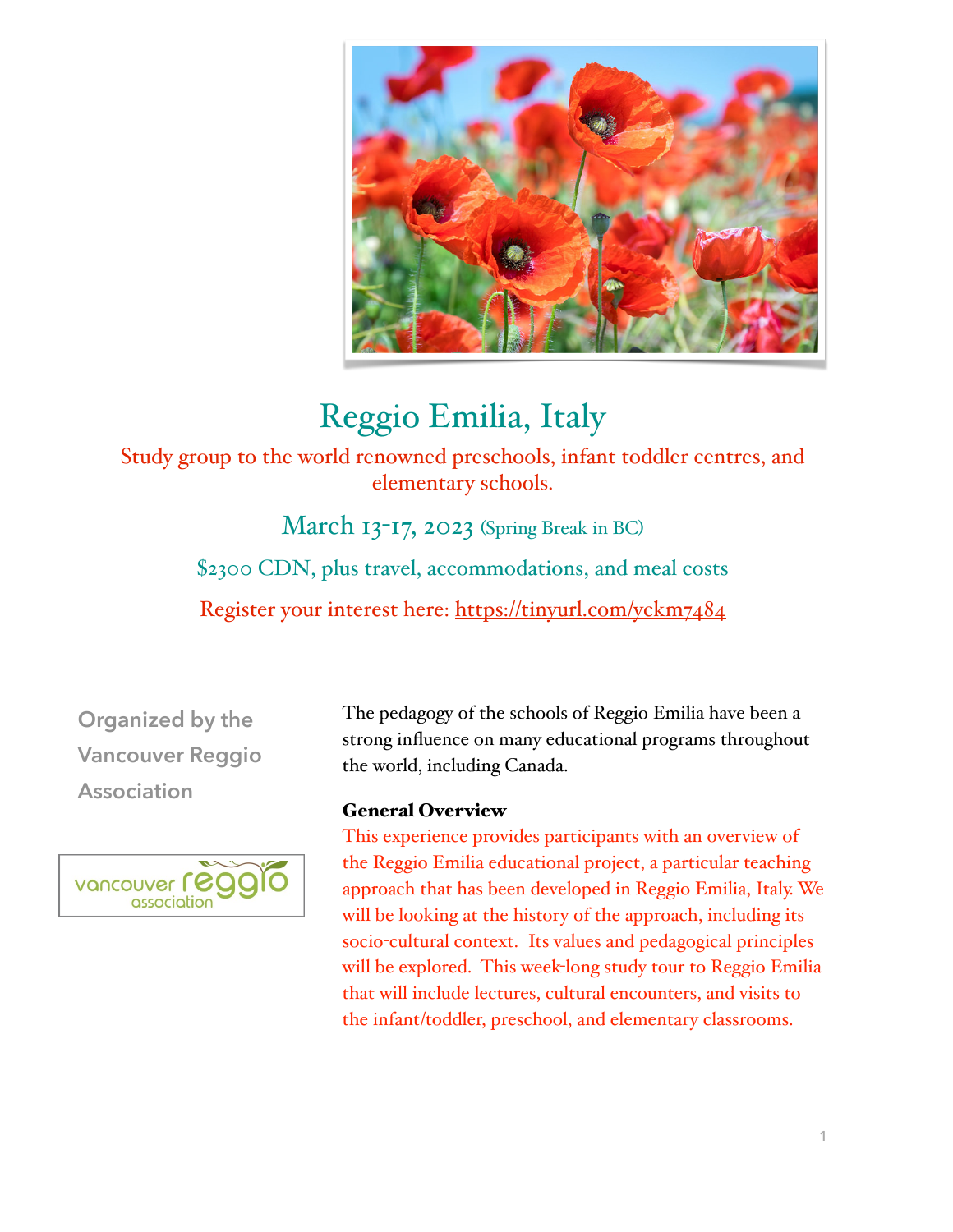# Reggio Emilia, Italy

## Study group to the world renowned preschools, infant toddler centres, and elementary schools.

March 13-17, 2023 (Spring Break in BC)

$2300 CDN, plus travel, accommodations, and meal costs

Register your interest here: [https://tinyurl.com/yckm7484](https://tinyurl.com/yckm7484)

Organized by the Vancouver Reggio Association

vancouver reggio association

The pedagogy of the schools of Reggio Emilia have been a strong influence on many educational programs throughout the world, including Canada.

**General Overview**

This experience provides participants with an overview of the Reggio Emilia educational project, a particular teaching approach that has been developed in Reggio Emilia, Italy. We will be looking at the history of the approach, including its socio-cultural context. Its values and pedagogical principles will be explored. This week-long study tour to Reggio Emilia that will include lectures, cultural encounters, and visits to the infant/toddler, preschool, and elementary classrooms.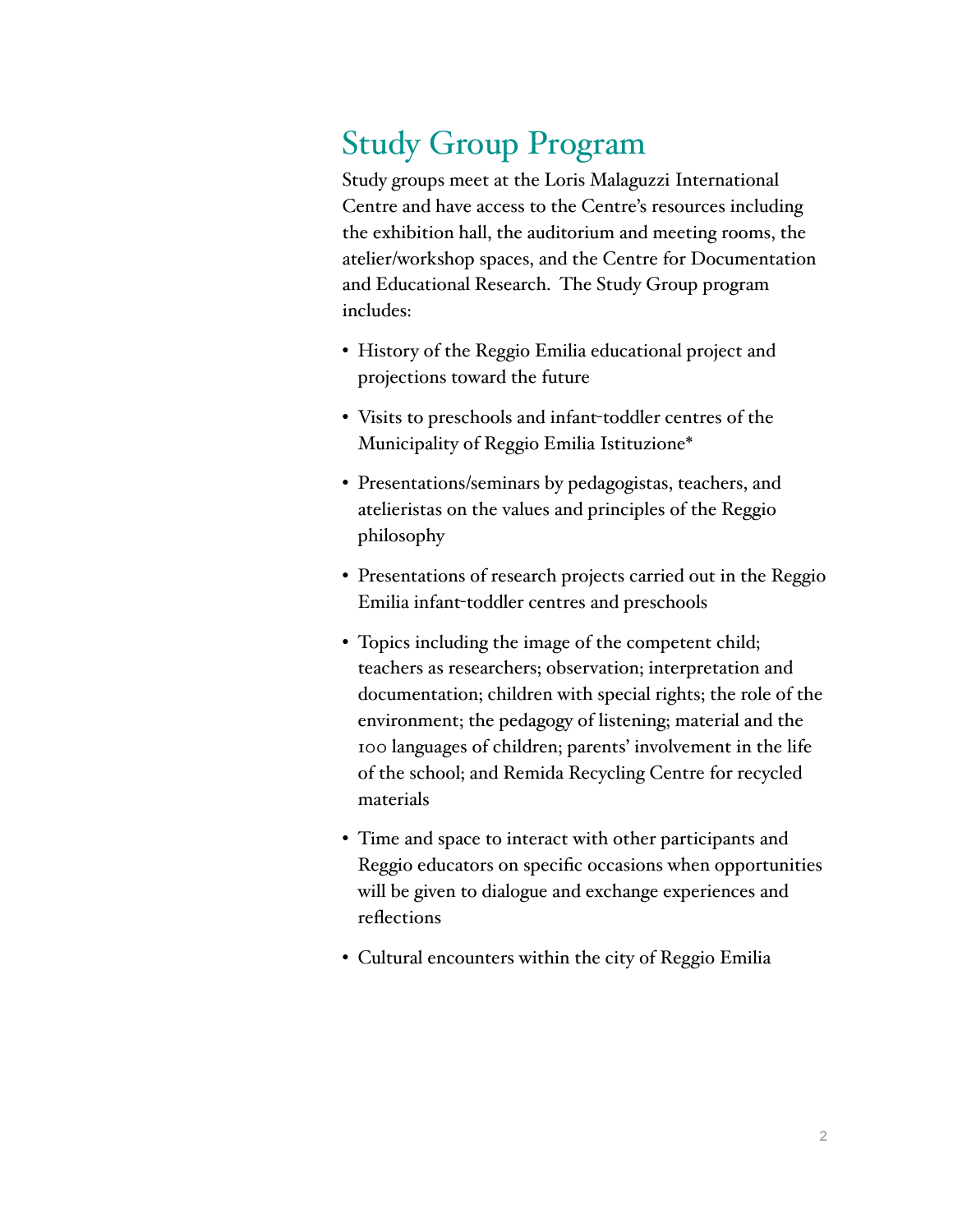# Study Group Program

Study groups meet at the Loris Malaguzzi International Centre and have access to the Centre's resources including the exhibition hall, the auditorium and meeting rooms, the atelier/workshop spaces, and the Centre for Documentation and Educational Research. The Study Group program includes:

- History of the Reggio Emilia educational project and projections toward the future
- Visits to preschools and infant-toddler centres of the Municipality of Reggio Emilia Istituzione*
- Presentations/seminars by pedagogistas, teachers, and atelieristas on the values and principles of the Reggio philosophy
- Presentations of research projects carried out in the Reggio Emilia infant-toddler centres and preschools
- Topics including the image of the competent child; teachers as researchers; observation; interpretation and documentation; children with special rights; the role of the environment; the pedagogy of listening; material and the 100 languages of children; parents' involvement in the life of the school; and Remida Recycling Centre for recycled materials
- Time and space to interact with other participants and Reggio educators on specific occasions when opportunities will be given to dialogue and exchange experiences and reflections
- Cultural encounters within the city of Reggio Emilia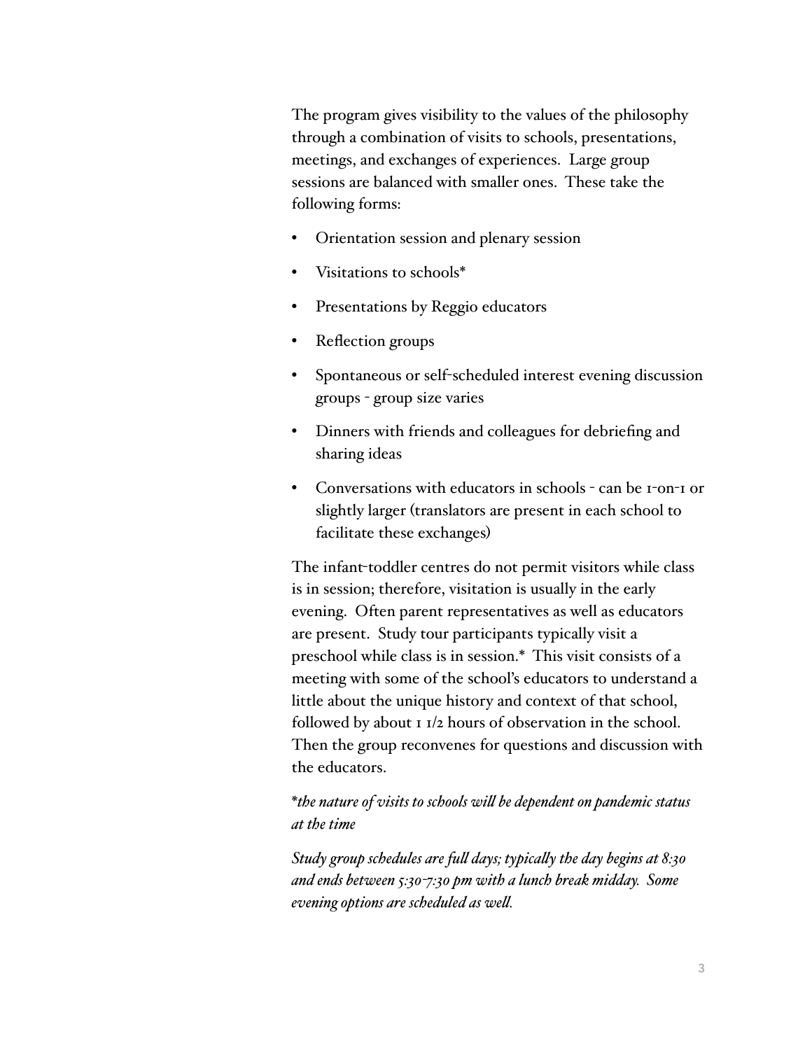The program gives visibility to the values of the philosophy through a combination of visits to schools, presentations, meetings, and exchanges of experiences. Large group sessions are balanced with smaller ones. These take the following forms:

- Orientation session and plenary session
- Visitations to schools*
- Presentations by Reggio educators
- Reflection groups
- Spontaneous or self-scheduled interest evening discussion groups - group size varies
- Dinners with friends and colleagues for debriefing and sharing ideas
- Conversations with educators in schools - can be 1-on-1 or slightly larger (translators are present in each school to facilitate these exchanges)

The infant-toddler centres do not permit visitors while class is in session; therefore, visitation is usually in the early evening. Often parent representatives as well as educators are present. Study tour participants typically visit a preschool while class is in session.* This visit consists of a meeting with some of the school's educators to understand a little about the unique history and context of that school, followed by about 1 1/2 hours of observation in the school. Then the group reconvenes for questions and discussion with the educators.

*\*the nature of visits to schools will be dependent on pandemic status at the time*

*Study group schedules are full days; typically the day begins at 8:30 and ends between 5:30-7:30 pm with a lunch break midday. Some evening options are scheduled as well.*